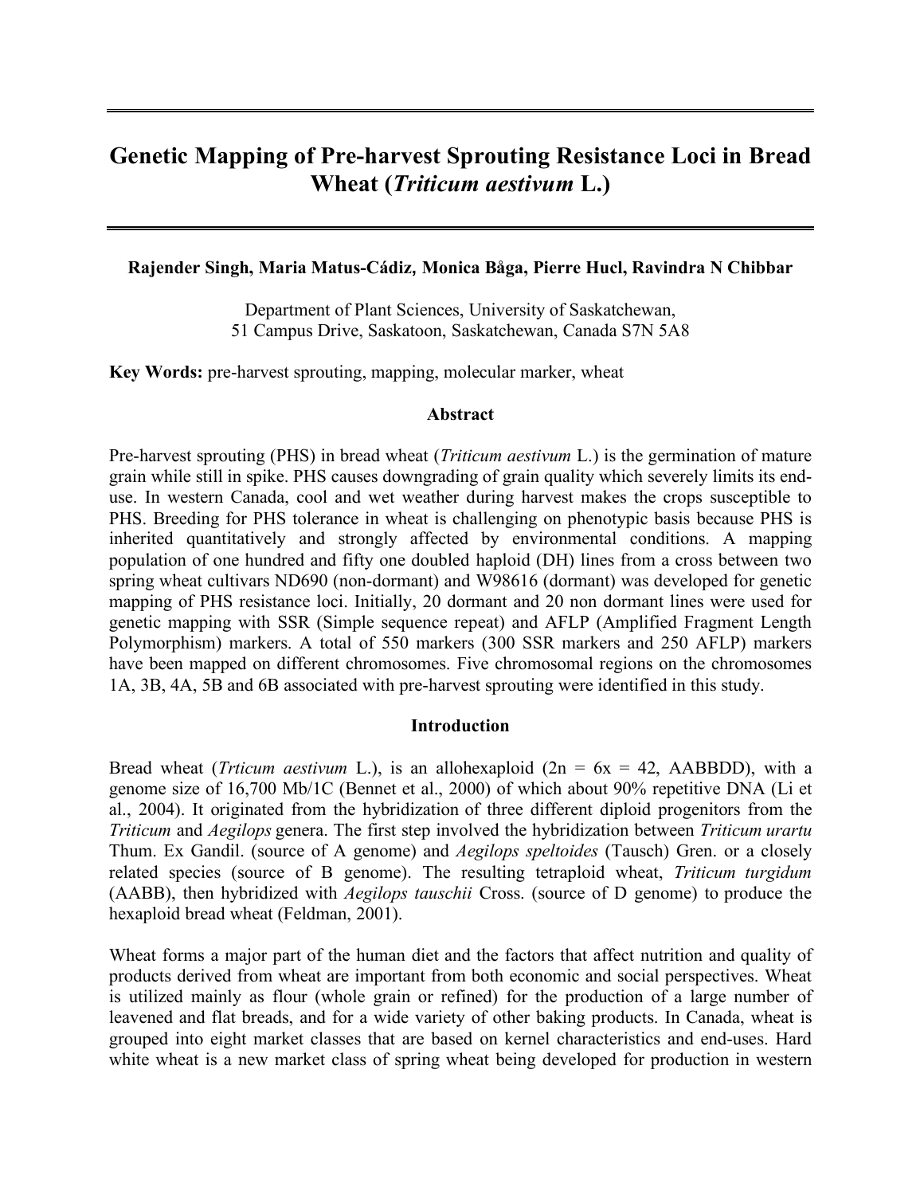# Genetic Mapping of Pre-harvest Sprouting Resistance Loci in Bread Wheat (*Triticum aestivum* L.)

**Rajender Singh, Maria Matus-Cádiz, Monica Båga, Pierre Hucl, Ravindra N Chibbar**

Department of Plant Sciences, University of Saskatchewan,
51 Campus Drive, Saskatoon, Saskatchewan, Canada S7N 5A8

**Key Words:** pre-harvest sprouting, mapping, molecular marker, wheat

## Abstract

Pre-harvest sprouting (PHS) in bread wheat (*Triticum aestivum* L.) is the germination of mature grain while still in spike. PHS causes downgrading of grain quality which severely limits its end-use. In western Canada, cool and wet weather during harvest makes the crops susceptible to PHS. Breeding for PHS tolerance in wheat is challenging on phenotypic basis because PHS is inherited quantitatively and strongly affected by environmental conditions. A mapping population of one hundred and fifty one doubled haploid (DH) lines from a cross between two spring wheat cultivars ND690 (non-dormant) and W98616 (dormant) was developed for genetic mapping of PHS resistance loci. Initially, 20 dormant and 20 non dormant lines were used for genetic mapping with SSR (Simple sequence repeat) and AFLP (Amplified Fragment Length Polymorphism) markers. A total of 550 markers (300 SSR markers and 250 AFLP) markers have been mapped on different chromosomes. Five chromosomal regions on the chromosomes 1A, 3B, 4A, 5B and 6B associated with pre-harvest sprouting were identified in this study.

## Introduction

Bread wheat (*Trticum aestivum* L.), is an allohexaploid (2n = 6x = 42, AABBDD), with a genome size of 16,700 Mb/1C (Bennet et al., 2000) of which about 90% repetitive DNA (Li et al., 2004). It originated from the hybridization of three different diploid progenitors from the *Triticum* and *Aegilops* genera. The first step involved the hybridization between *Triticum urartu* Thum. Ex Gandil. (source of A genome) and *Aegilops speltoides* (Tausch) Gren. or a closely related species (source of B genome). The resulting tetraploid wheat, *Triticum turgidum* (AABB), then hybridized with *Aegilops tauschii* Cross. (source of D genome) to produce the hexaploid bread wheat (Feldman, 2001).

Wheat forms a major part of the human diet and the factors that affect nutrition and quality of products derived from wheat are important from both economic and social perspectives. Wheat is utilized mainly as flour (whole grain or refined) for the production of a large number of leavened and flat breads, and for a wide variety of other baking products. In Canada, wheat is grouped into eight market classes that are based on kernel characteristics and end-uses. Hard white wheat is a new market class of spring wheat being developed for production in western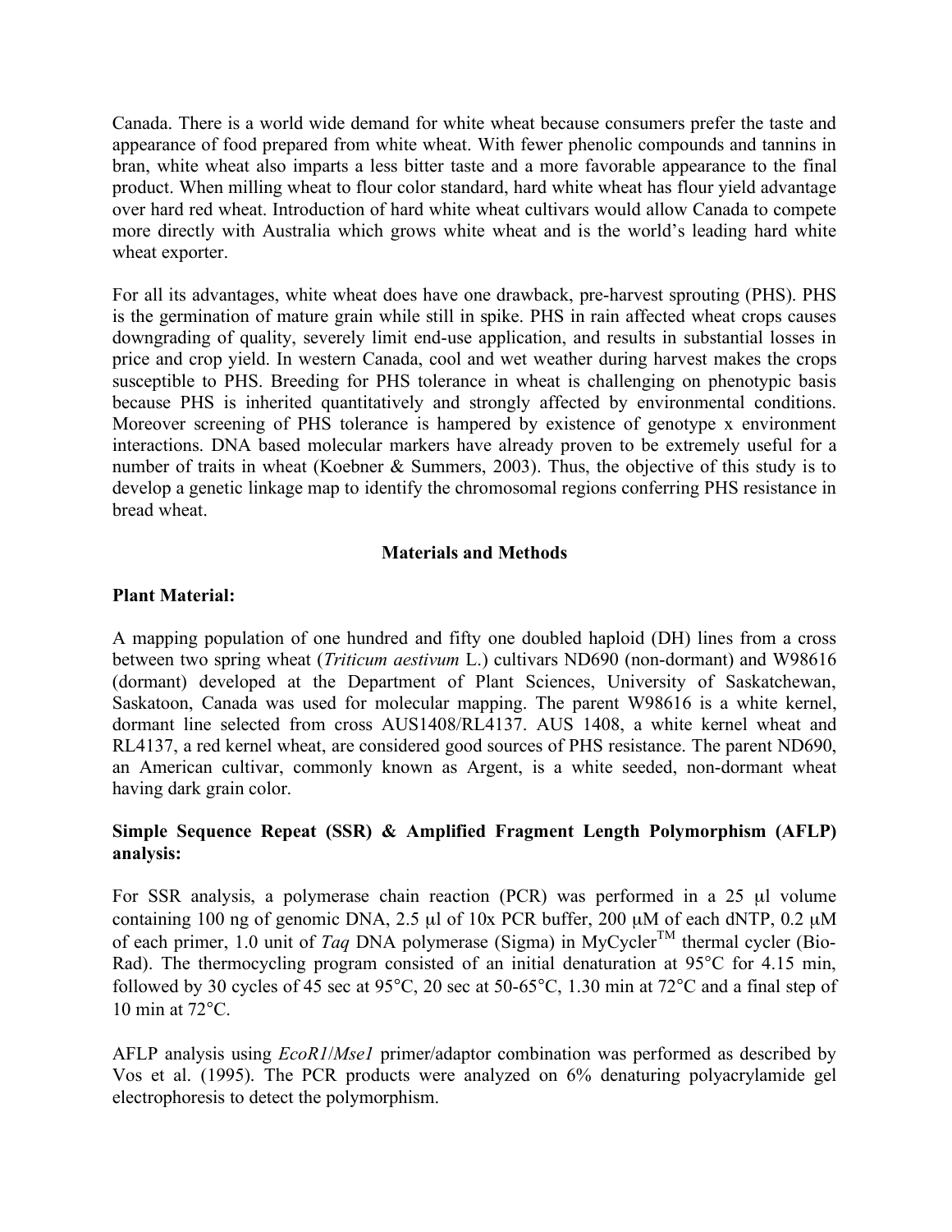Canada. There is a world wide demand for white wheat because consumers prefer the taste and appearance of food prepared from white wheat. With fewer phenolic compounds and tannins in bran, white wheat also imparts a less bitter taste and a more favorable appearance to the final product. When milling wheat to flour color standard, hard white wheat has flour yield advantage over hard red wheat. Introduction of hard white wheat cultivars would allow Canada to compete more directly with Australia which grows white wheat and is the world's leading hard white wheat exporter.

For all its advantages, white wheat does have one drawback, pre-harvest sprouting (PHS). PHS is the germination of mature grain while still in spike. PHS in rain affected wheat crops causes downgrading of quality, severely limit end-use application, and results in substantial losses in price and crop yield. In western Canada, cool and wet weather during harvest makes the crops susceptible to PHS. Breeding for PHS tolerance in wheat is challenging on phenotypic basis because PHS is inherited quantitatively and strongly affected by environmental conditions. Moreover screening of PHS tolerance is hampered by existence of genotype x environment interactions. DNA based molecular markers have already proven to be extremely useful for a number of traits in wheat (Koebner & Summers, 2003). Thus, the objective of this study is to develop a genetic linkage map to identify the chromosomal regions conferring PHS resistance in bread wheat.

## Materials and Methods

### Plant Material:

A mapping population of one hundred and fifty one doubled haploid (DH) lines from a cross between two spring wheat (*Triticum aestivum* L.) cultivars ND690 (non-dormant) and W98616 (dormant) developed at the Department of Plant Sciences, University of Saskatchewan, Saskatoon, Canada was used for molecular mapping. The parent W98616 is a white kernel, dormant line selected from cross AUS1408/RL4137. AUS 1408, a white kernel wheat and RL4137, a red kernel wheat, are considered good sources of PHS resistance. The parent ND690, an American cultivar, commonly known as Argent, is a white seeded, non-dormant wheat having dark grain color.

### Simple Sequence Repeat (SSR) & Amplified Fragment Length Polymorphism (AFLP) analysis:

For SSR analysis, a polymerase chain reaction (PCR) was performed in a 25 μl volume containing 100 ng of genomic DNA, 2.5 μl of 10x PCR buffer, 200 μM of each dNTP, 0.2 μM of each primer, 1.0 unit of *Taq* DNA polymerase (Sigma) in MyCycler™ thermal cycler (Bio-Rad). The thermocycling program consisted of an initial denaturation at 95°C for 4.15 min, followed by 30 cycles of 45 sec at 95°C, 20 sec at 50-65°C, 1.30 min at 72°C and a final step of 10 min at 72°C.

AFLP analysis using *EcoR1*/*Mse1* primer/adaptor combination was performed as described by Vos et al. (1995). The PCR products were analyzed on 6% denaturing polyacrylamide gel electrophoresis to detect the polymorphism.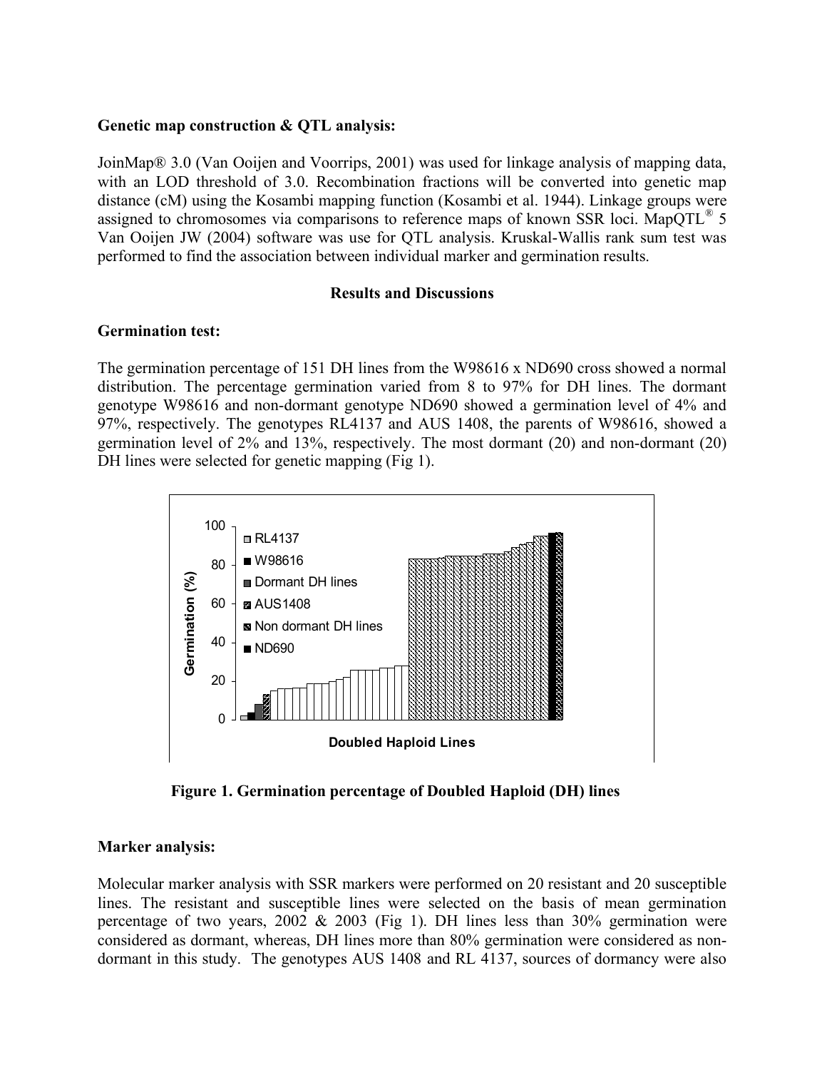**Genetic map construction & QTL analysis:**

JoinMap® 3.0 (Van Ooijen and Voorrips, 2001) was used for linkage analysis of mapping data, with an LOD threshold of 3.0. Recombination fractions will be converted into genetic map distance (cM) using the Kosambi mapping function (Kosambi et al. 1944). Linkage groups were assigned to chromosomes via comparisons to reference maps of known SSR loci. MapQTL® 5 Van Ooijen JW (2004) software was use for QTL analysis. Kruskal-Wallis rank sum test was performed to find the association between individual marker and germination results.

## Results and Discussions

**Germination test:**

The germination percentage of 151 DH lines from the W98616 x ND690 cross showed a normal distribution. The percentage germination varied from 8 to 97% for DH lines. The dormant genotype W98616 and non-dormant genotype ND690 showed a germination level of 4% and 97%, respectively. The genotypes RL4137 and AUS 1408, the parents of W98616, showed a germination level of 2% and 13%, respectively. The most dormant (20) and non-dormant (20) DH lines were selected for genetic mapping (Fig 1).

**Figure 1. Germination percentage of Doubled Haploid (DH) lines**

**Marker analysis:**

Molecular marker analysis with SSR markers were performed on 20 resistant and 20 susceptible lines. The resistant and susceptible lines were selected on the basis of mean germination percentage of two years, 2002 & 2003 (Fig 1). DH lines less than 30% germination were considered as dormant, whereas, DH lines more than 80% germination were considered as non-dormant in this study. The genotypes AUS 1408 and RL 4137, sources of dormancy were also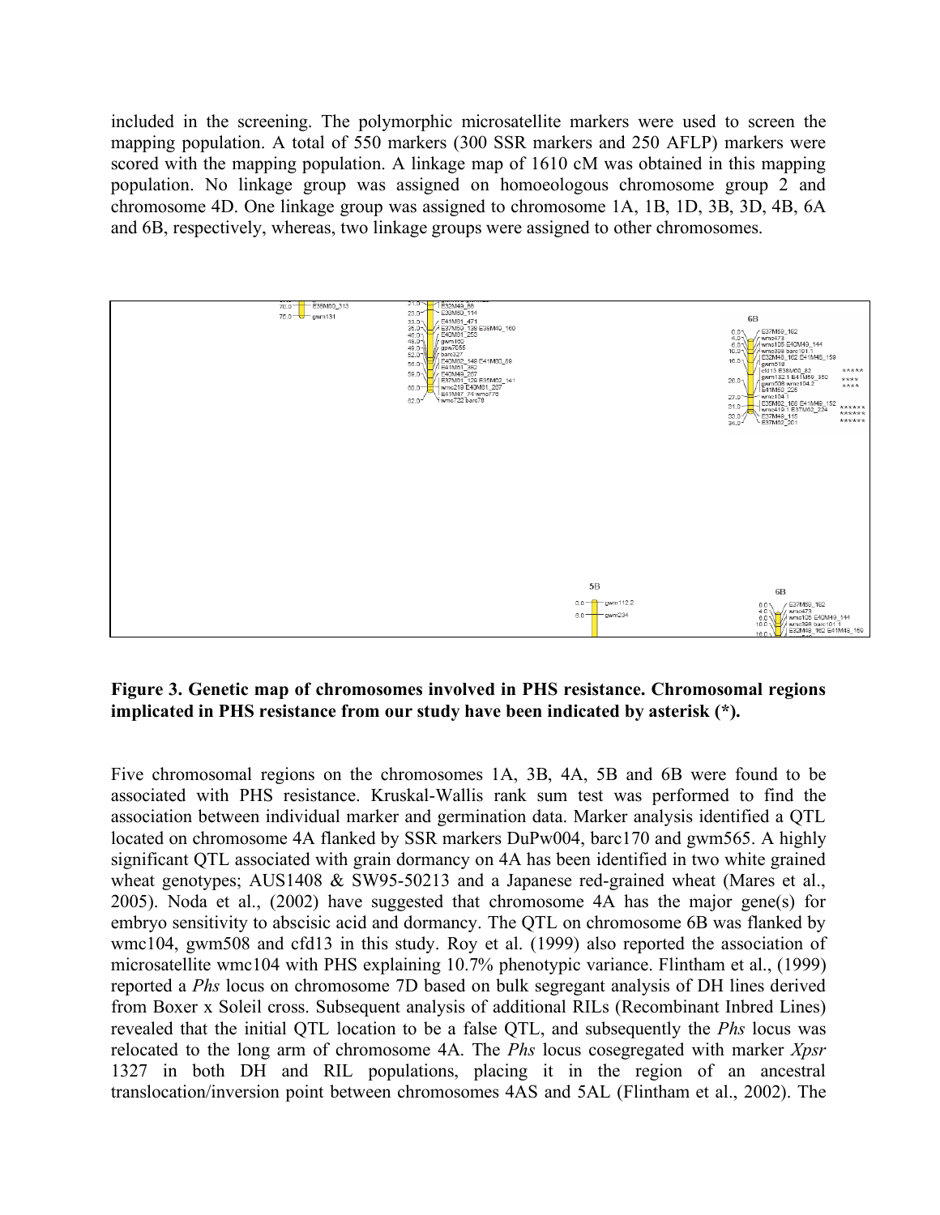included in the screening. The polymorphic microsatellite markers were used to screen the mapping population. A total of 550 markers (300 SSR markers and 250 AFLP) markers were scored with the mapping population. A linkage map of 1610 cM was obtained in this mapping population. No linkage group was assigned on homoeologous chromosome group 2 and chromosome 4D. One linkage group was assigned to chromosome 1A, 1B, 1D, 3B, 3D, 4B, 6A and 6B, respectively, whereas, two linkage groups were assigned to other chromosomes.

**Figure 3. Genetic map of chromosomes involved in PHS resistance. Chromosomal regions implicated in PHS resistance from our study have been indicated by asterisk (*).**

Five chromosomal regions on the chromosomes 1A, 3B, 4A, 5B and 6B were found to be associated with PHS resistance. Kruskal-Wallis rank sum test was performed to find the association between individual marker and germination data. Marker analysis identified a QTL located on chromosome 4A flanked by SSR markers DuPw004, barc170 and gwm565. A highly significant QTL associated with grain dormancy on 4A has been identified in two white grained wheat genotypes; AUS1408 & SW95-50213 and a Japanese red-grained wheat (Mares et al., 2005). Noda et al., (2002) have suggested that chromosome 4A has the major gene(s) for embryo sensitivity to abscisic acid and dormancy. The QTL on chromosome 6B was flanked by wmc104, gwm508 and cfd13 in this study. Roy et al. (1999) also reported the association of microsatellite wmc104 with PHS explaining 10.7% phenotypic variance. Flintham et al., (1999) reported a *Phs* locus on chromosome 7D based on bulk segregant analysis of DH lines derived from Boxer x Soleil cross. Subsequent analysis of additional RILs (Recombinant Inbred Lines) revealed that the initial QTL location to be a false QTL, and subsequently the *Phs* locus was relocated to the long arm of chromosome 4A. The *Phs* locus cosegregated with marker *Xpsr* 1327 in both DH and RIL populations, placing it in the region of an ancestral translocation/inversion point between chromosomes 4AS and 5AL (Flintham et al., 2002). The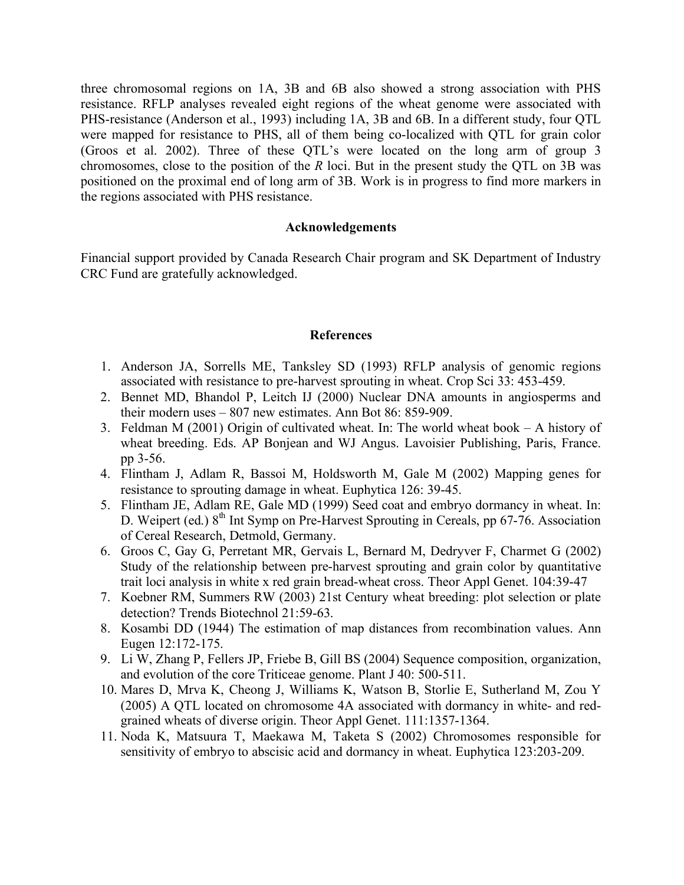three chromosomal regions on 1A, 3B and 6B also showed a strong association with PHS resistance. RFLP analyses revealed eight regions of the wheat genome were associated with PHS-resistance (Anderson et al., 1993) including 1A, 3B and 6B. In a different study, four QTL were mapped for resistance to PHS, all of them being co-localized with QTL for grain color (Groos et al. 2002). Three of these QTL's were located on the long arm of group 3 chromosomes, close to the position of the *R* loci. But in the present study the QTL on 3B was positioned on the proximal end of long arm of 3B. Work is in progress to find more markers in the regions associated with PHS resistance.

## Acknowledgements

Financial support provided by Canada Research Chair program and SK Department of Industry CRC Fund are gratefully acknowledged.

## References

1. Anderson JA, Sorrells ME, Tanksley SD (1993) RFLP analysis of genomic regions associated with resistance to pre-harvest sprouting in wheat. Crop Sci 33: 453-459.
2. Bennet MD, Bhandol P, Leitch IJ (2000) Nuclear DNA amounts in angiosperms and their modern uses – 807 new estimates. Ann Bot 86: 859-909.
3. Feldman M (2001) Origin of cultivated wheat. In: The world wheat book – A history of wheat breeding. Eds. AP Bonjean and WJ Angus. Lavoisier Publishing, Paris, France. pp 3-56.
4. Flintham J, Adlam R, Bassoi M, Holdsworth M, Gale M (2002) Mapping genes for resistance to sprouting damage in wheat. Euphytica 126: 39-45.
5. Flintham JE, Adlam RE, Gale MD (1999) Seed coat and embryo dormancy in wheat. In: D. Weipert (ed.) 8th Int Symp on Pre-Harvest Sprouting in Cereals, pp 67-76. Association of Cereal Research, Detmold, Germany.
6. Groos C, Gay G, Perretant MR, Gervais L, Bernard M, Dedryver F, Charmet G (2002) Study of the relationship between pre-harvest sprouting and grain color by quantitative trait loci analysis in white x red grain bread-wheat cross. Theor Appl Genet. 104:39-47
7. Koebner RM, Summers RW (2003) 21st Century wheat breeding: plot selection or plate detection? Trends Biotechnol 21:59-63.
8. Kosambi DD (1944) The estimation of map distances from recombination values. Ann Eugen 12:172-175.
9. Li W, Zhang P, Fellers JP, Friebe B, Gill BS (2004) Sequence composition, organization, and evolution of the core Triticeae genome. Plant J 40: 500-511.
10. Mares D, Mrva K, Cheong J, Williams K, Watson B, Storlie E, Sutherland M, Zou Y (2005) A QTL located on chromosome 4A associated with dormancy in white- and red-grained wheats of diverse origin. Theor Appl Genet. 111:1357-1364.
11. Noda K, Matsuura T, Maekawa M, Taketa S (2002) Chromosomes responsible for sensitivity of embryo to abscisic acid and dormancy in wheat. Euphytica 123:203-209.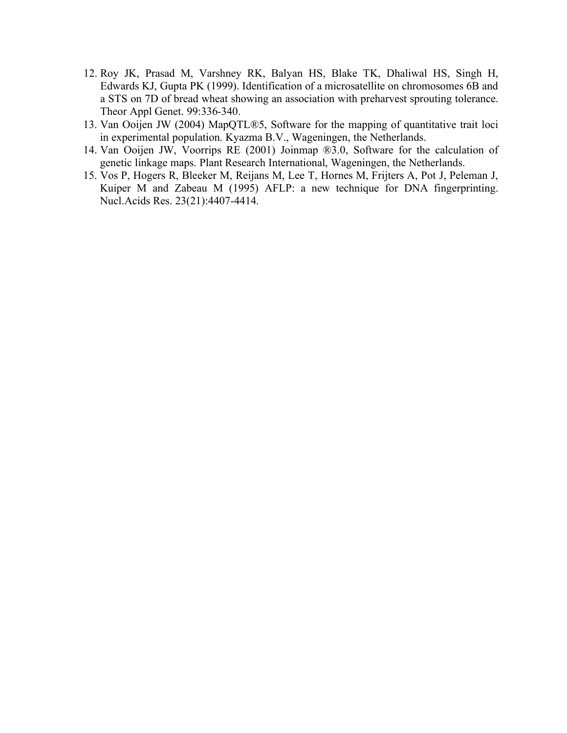12. Roy JK, Prasad M, Varshney RK, Balyan HS, Blake TK, Dhaliwal HS, Singh H, Edwards KJ, Gupta PK (1999). Identification of a microsatellite on chromosomes 6B and a STS on 7D of bread wheat showing an association with preharvest sprouting tolerance. Theor Appl Genet. 99:336-340.
13. Van Ooijen JW (2004) MapQTL®5, Software for the mapping of quantitative trait loci in experimental population. Kyazma B.V., Wageningen, the Netherlands.
14. Van Ooijen JW, Voorrips RE (2001) Joinmap ®3.0, Software for the calculation of genetic linkage maps. Plant Research International, Wageningen, the Netherlands.
15. Vos P, Hogers R, Bleeker M, Reijans M, Lee T, Hornes M, Frijters A, Pot J, Peleman J, Kuiper M and Zabeau M (1995) AFLP: a new technique for DNA fingerprinting. Nucl.Acids Res. 23(21):4407-4414.